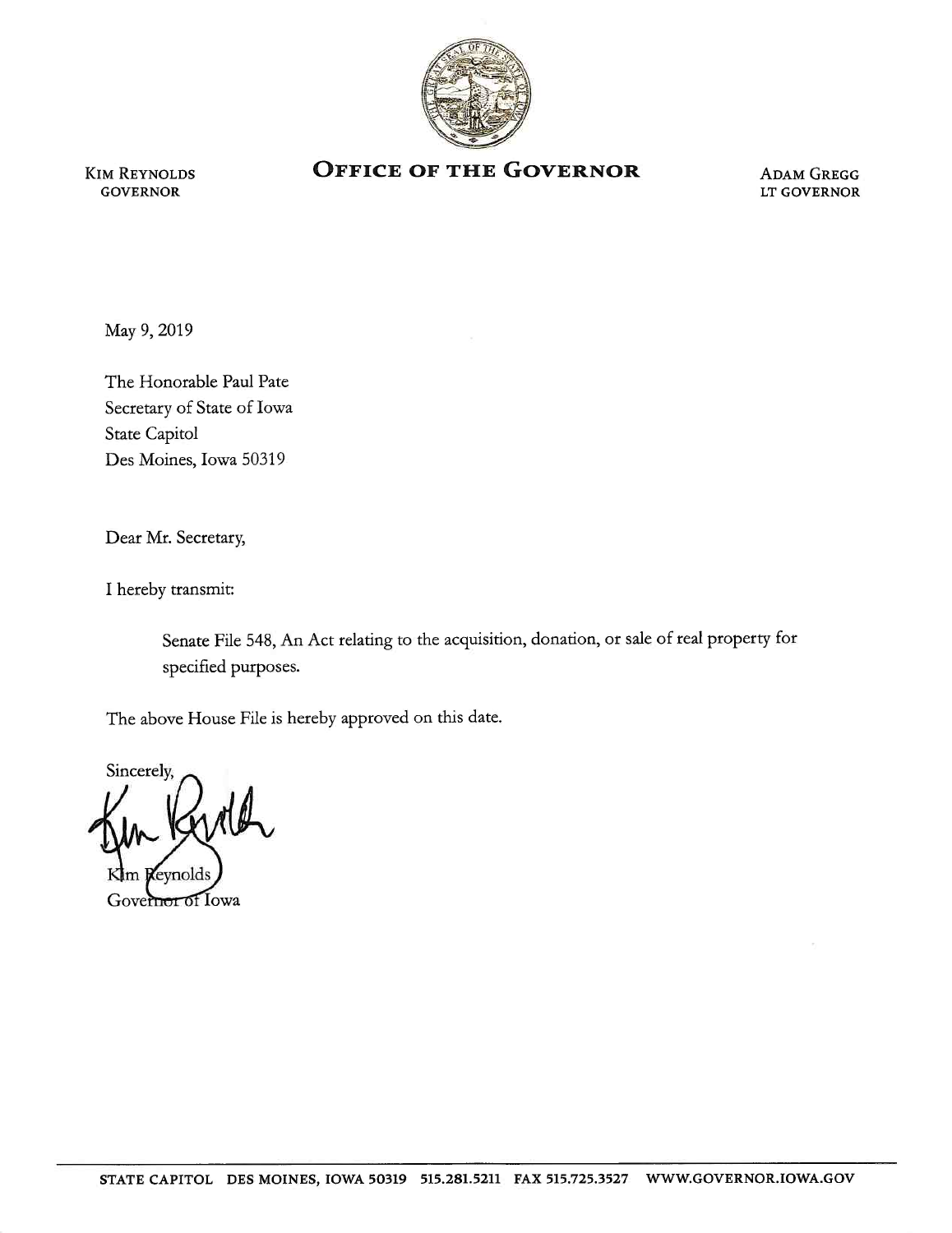KIM REYNOLDS
GOVERNOR

# OFFICE OF THE GOVERNOR

ADAM GREGG
LT GOVERNOR

May 9, 2019

The Honorable Paul Pate
Secretary of State of Iowa
State Capitol
Des Moines, Iowa 50319

Dear Mr. Secretary,

I hereby transmit:

> Senate File 548, An Act relating to the acquisition, donation, or sale of real property for specified purposes.

The above House File is hereby approved on this date.

Sincerely,

Kim Reynolds
Governor of Iowa

STATE CAPITOL DES MOINES, IOWA 50319 515.281.5211 FAX 515.725.3527 WWW.GOVERNOR.IOWA.GOV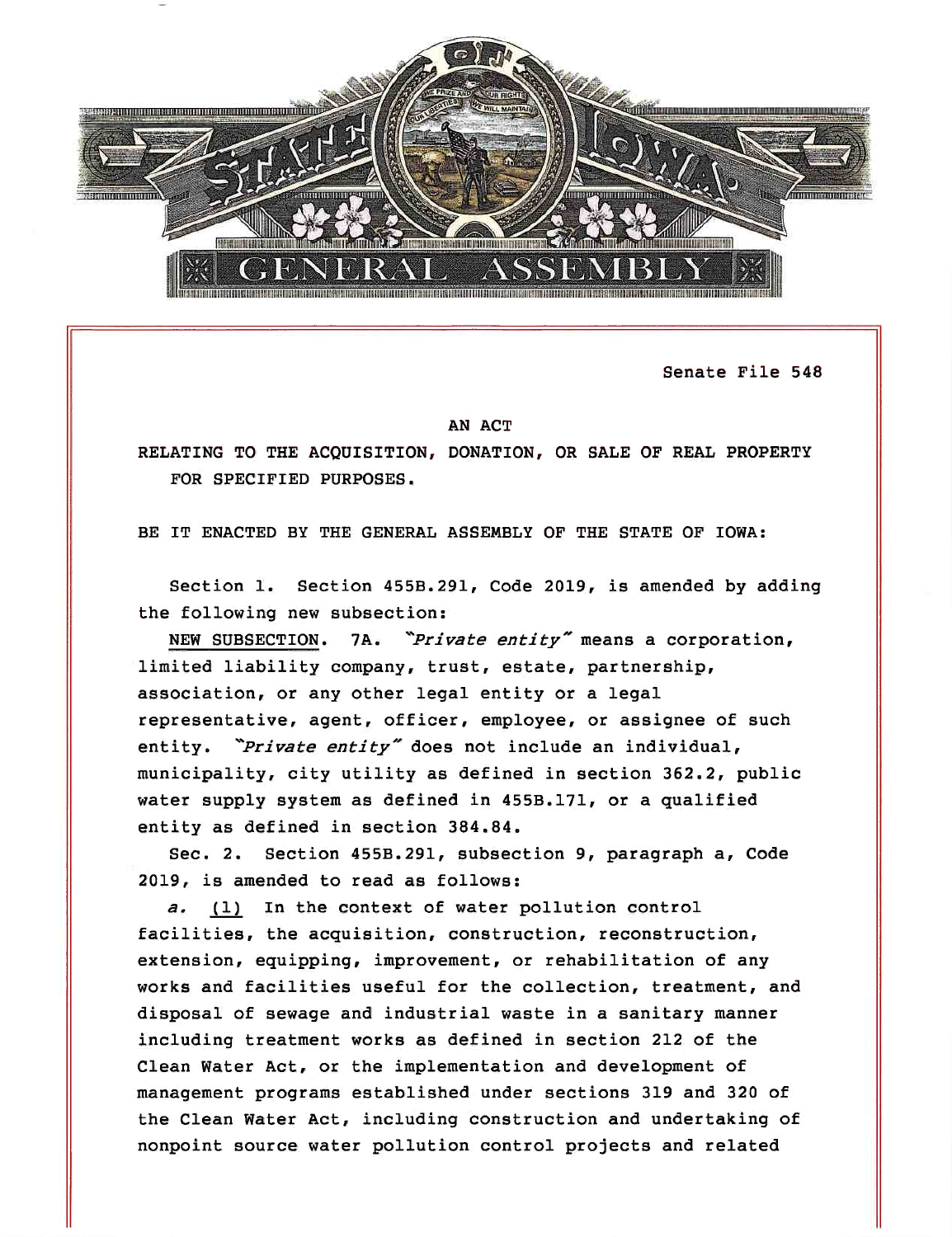Senate File 548

AN ACT

RELATING TO THE ACQUISITION, DONATION, OR SALE OF REAL PROPERTY FOR SPECIFIED PURPOSES.

BE IT ENACTED BY THE GENERAL ASSEMBLY OF THE STATE OF IOWA:

Section 1. Section 455B.291, Code 2019, is amended by adding the following new subsection:

NEW SUBSECTION. 7A. *"Private entity"* means a corporation, limited liability company, trust, estate, partnership, association, or any other legal entity or a legal representative, agent, officer, employee, or assignee of such entity. *"Private entity"* does not include an individual, municipality, city utility as defined in section 362.2, public water supply system as defined in 455B.171, or a qualified entity as defined in section 384.84.

Sec. 2. Section 455B.291, subsection 9, paragraph a, Code 2019, is amended to read as follows:

*a.* (1) In the context of water pollution control facilities, the acquisition, construction, reconstruction, extension, equipping, improvement, or rehabilitation of any works and facilities useful for the collection, treatment, and disposal of sewage and industrial waste in a sanitary manner including treatment works as defined in section 212 of the Clean Water Act, or the implementation and development of management programs established under sections 319 and 320 of the Clean Water Act, including construction and undertaking of nonpoint source water pollution control projects and related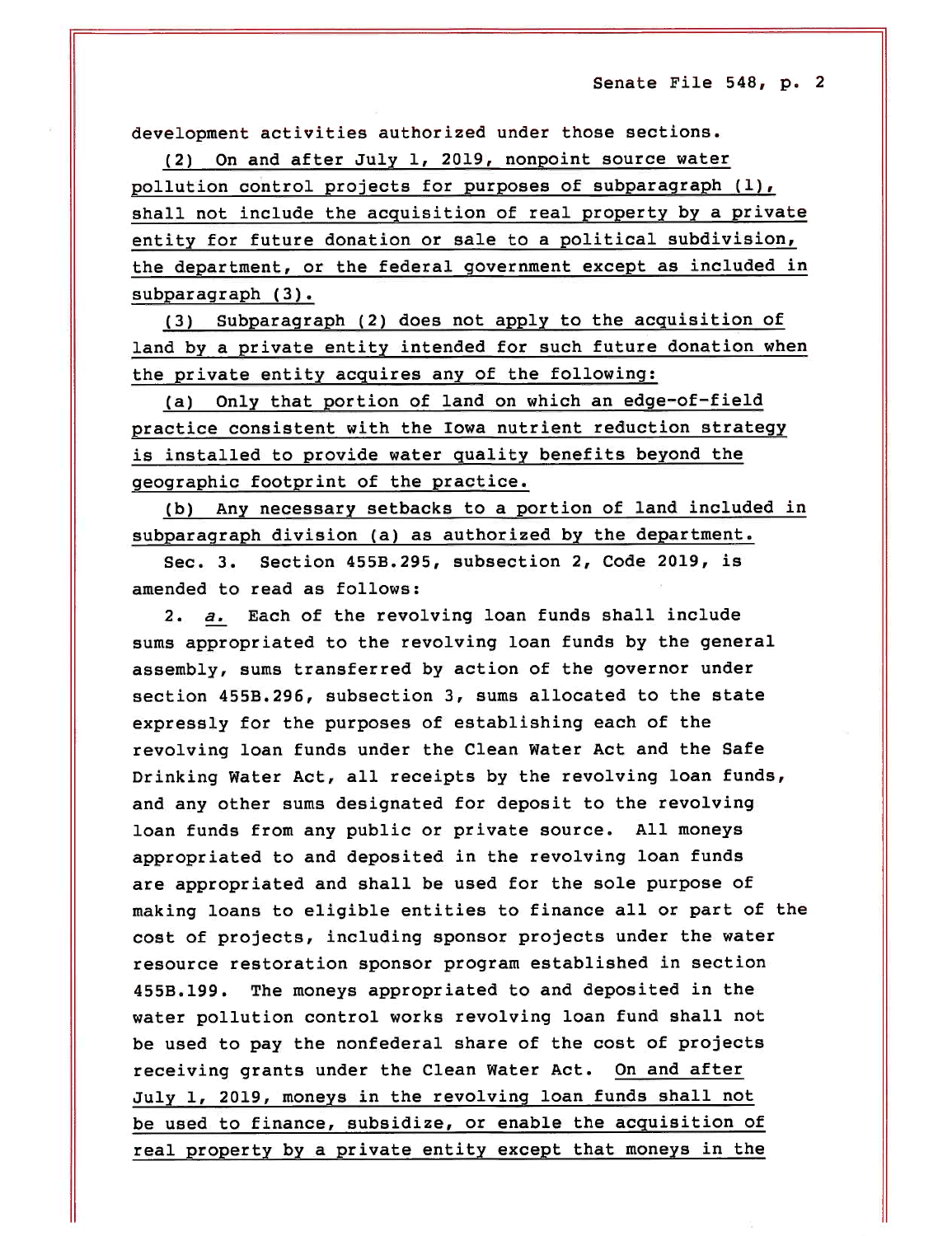development activities authorized under those sections.

(2) On and after July 1, 2019, nonpoint source water pollution control projects for purposes of subparagraph (1), shall not include the acquisition of real property by a private entity for future donation or sale to a political subdivision, the department, or the federal government except as included in subparagraph (3).

(3) Subparagraph (2) does not apply to the acquisition of land by a private entity intended for such future donation when the private entity acquires any of the following:

(a) Only that portion of land on which an edge-of-field practice consistent with the Iowa nutrient reduction strategy is installed to provide water quality benefits beyond the geographic footprint of the practice.

(b) Any necessary setbacks to a portion of land included in subparagraph division (a) as authorized by the department.

Sec. 3. Section 455B.295, subsection 2, Code 2019, is amended to read as follows:

2. *a.* Each of the revolving loan funds shall include sums appropriated to the revolving loan funds by the general assembly, sums transferred by action of the governor under section 455B.296, subsection 3, sums allocated to the state expressly for the purposes of establishing each of the revolving loan funds under the Clean Water Act and the Safe Drinking Water Act, all receipts by the revolving loan funds, and any other sums designated for deposit to the revolving loan funds from any public or private source. All moneys appropriated to and deposited in the revolving loan funds are appropriated and shall be used for the sole purpose of making loans to eligible entities to finance all or part of the cost of projects, including sponsor projects under the water resource restoration sponsor program established in section 455B.199. The moneys appropriated to and deposited in the water pollution control works revolving loan fund shall not be used to pay the nonfederal share of the cost of projects receiving grants under the Clean Water Act. On and after July 1, 2019, moneys in the revolving loan funds shall not be used to finance, subsidize, or enable the acquisition of real property by a private entity except that moneys in the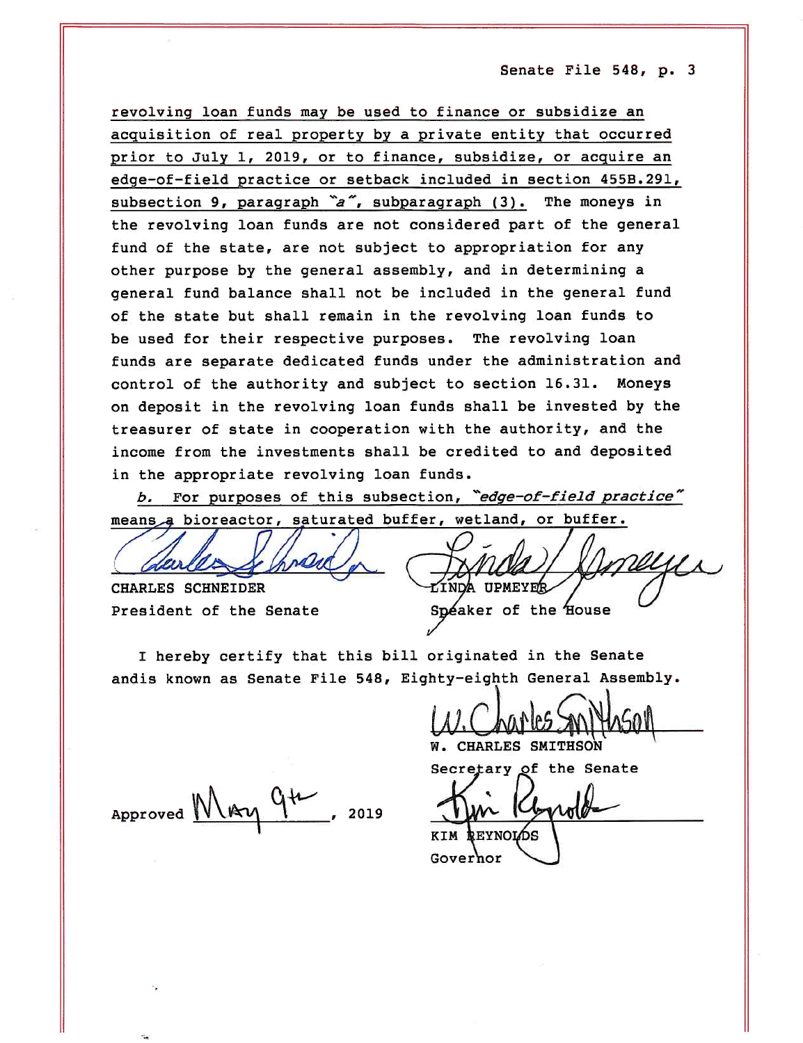revolving loan funds may be used to finance or subsidize an acquisition of real property by a private entity that occurred prior to July 1, 2019, or to finance, subsidize, or acquire an edge-of-field practice or setback included in section 455B.291, subsection 9, paragraph "a", subparagraph (3). The moneys in the revolving loan funds are not considered part of the general fund of the state, are not subject to appropriation for any other purpose by the general assembly, and in determining a general fund balance shall not be included in the general fund of the state but shall remain in the revolving loan funds to be used for their respective purposes. The revolving loan funds are separate dedicated funds under the administration and control of the authority and subject to section 16.31. Moneys on deposit in the revolving loan funds shall be invested by the treasurer of state in cooperation with the authority, and the income from the investments shall be credited to and deposited in the appropriate revolving loan funds.

*b.* For purposes of this subsection, "*edge-of-field practice*" means a bioreactor, saturated buffer, wetland, or buffer.

CHARLES SCHNEIDER
President of the Senate

LINDA UPMEYER
Speaker of the House

I hereby certify that this bill originated in the Senate andis known as Senate File 548, Eighty-eighth General Assembly.

W. CHARLES SMITHSON
Secretary of the Senate

Approved May 9th, 2019

KIM REYNOLDS
Governor